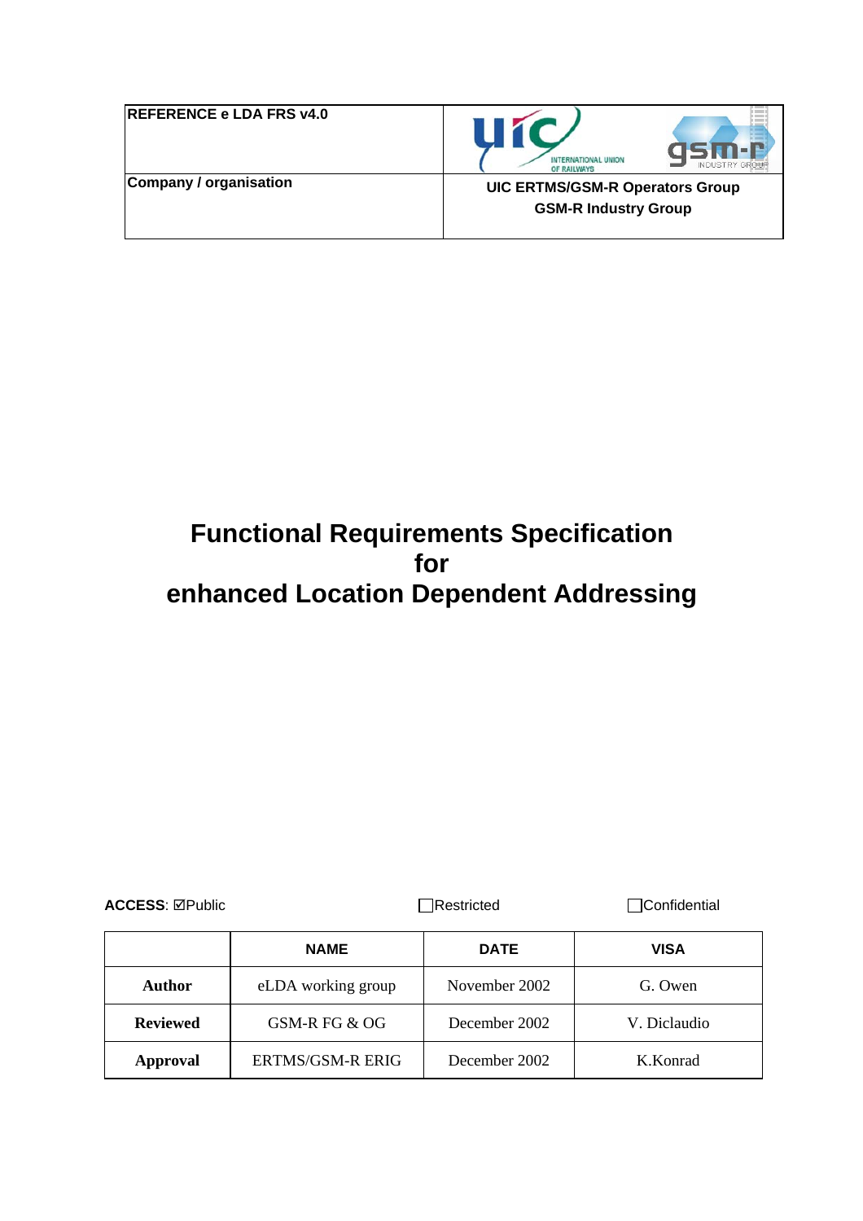| REFERENCE e LDA FRS v4.0 | |
|---|---|
| Company / organisation | UIC ERTMS/GSM-R Operators Group<br>GSM-R Industry Group |

# Functional Requirements Specification for enhanced Location Dependent Addressing

**ACCESS**: ☑Public ☐Restricted ☐Confidential

| | NAME | DATE | VISA |
|---|---|---|---|
| **Author** | eLDA working group | November 2002 | G. Owen |
| **Reviewed** | GSM-R FG & OG | December 2002 | V. Diclaudio |
| **Approval** | ERTMS/GSM-R ERIG | December 2002 | K.Konrad |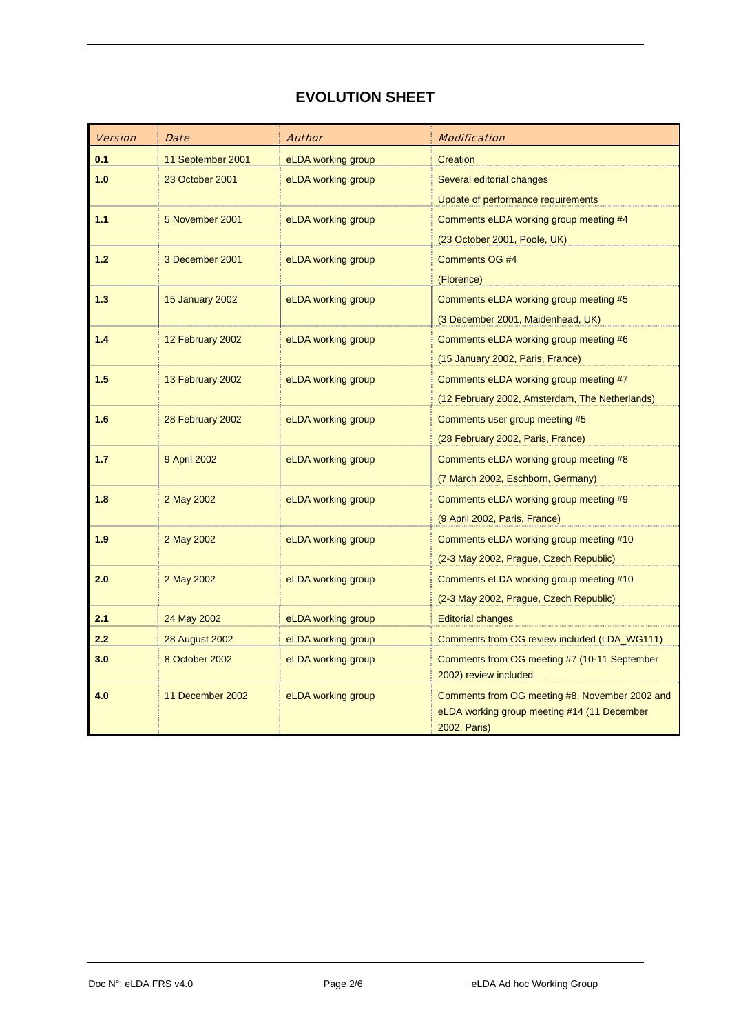# EVOLUTION SHEET

| *Version* | *Date* | *Author* | *Modification* |
|---|---|---|---|
| **0.1** | 11 September 2001 | eLDA working group | Creation |
| **1.0** | 23 October 2001 | eLDA working group | Several editorial changes<br>Update of performance requirements |
| **1.1** | 5 November 2001 | eLDA working group | Comments eLDA working group meeting #4<br>(23 October 2001, Poole, UK) |
| **1.2** | 3 December 2001 | eLDA working group | Comments OG #4<br>(Florence) |
| **1.3** | 15 January 2002 | eLDA working group | Comments eLDA working group meeting #5<br>(3 December 2001, Maidenhead, UK) |
| **1.4** | 12 February 2002 | eLDA working group | Comments eLDA working group meeting #6<br>(15 January 2002, Paris, France) |
| **1.5** | 13 February 2002 | eLDA working group | Comments eLDA working group meeting #7<br>(12 February 2002, Amsterdam, The Netherlands) |
| **1.6** | 28 February 2002 | eLDA working group | Comments user group meeting #5<br>(28 February 2002, Paris, France) |
| **1.7** | 9 April 2002 | eLDA working group | Comments eLDA working group meeting #8<br>(7 March 2002, Eschborn, Germany) |
| **1.8** | 2 May 2002 | eLDA working group | Comments eLDA working group meeting #9<br>(9 April 2002, Paris, France) |
| **1.9** | 2 May 2002 | eLDA working group | Comments eLDA working group meeting #10<br>(2-3 May 2002, Prague, Czech Republic) |
| **2.0** | 2 May 2002 | eLDA working group | Comments eLDA working group meeting #10<br>(2-3 May 2002, Prague, Czech Republic) |
| **2.1** | 24 May 2002 | eLDA working group | Editorial changes |
| **2.2** | 28 August 2002 | eLDA working group | Comments from OG review included (LDA_WG111) |
| **3.0** | 8 October 2002 | eLDA working group | Comments from OG meeting #7 (10-11 September 2002) review included |
| **4.0** | 11 December 2002 | eLDA working group | Comments from OG meeting #8, November 2002 and eLDA working group meeting #14 (11 December 2002, Paris) |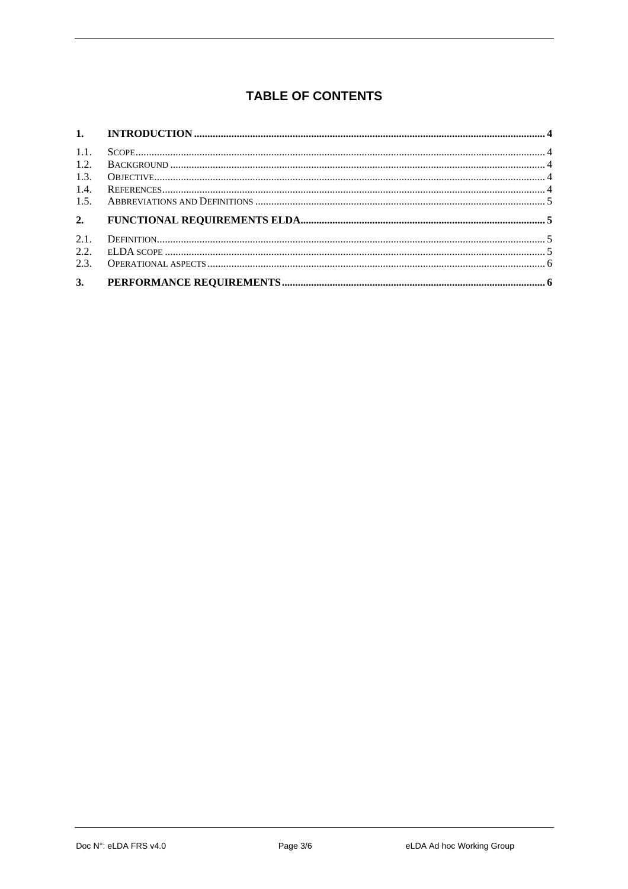# TABLE OF CONTENTS

**1. INTRODUCTION .......... 4**

1.1. SCOPE .......... 4
1.2. BACKGROUND .......... 4
1.3. OBJECTIVE .......... 4
1.4. REFERENCES .......... 4
1.5. ABBREVIATIONS AND DEFINITIONS .......... 5

**2. FUNCTIONAL REQUIREMENTS ELDA .......... 5**

2.1. DEFINITION .......... 5
2.2. ELDA SCOPE .......... 5
2.3. OPERATIONAL ASPECTS .......... 6

**3. PERFORMANCE REQUIREMENTS .......... 6**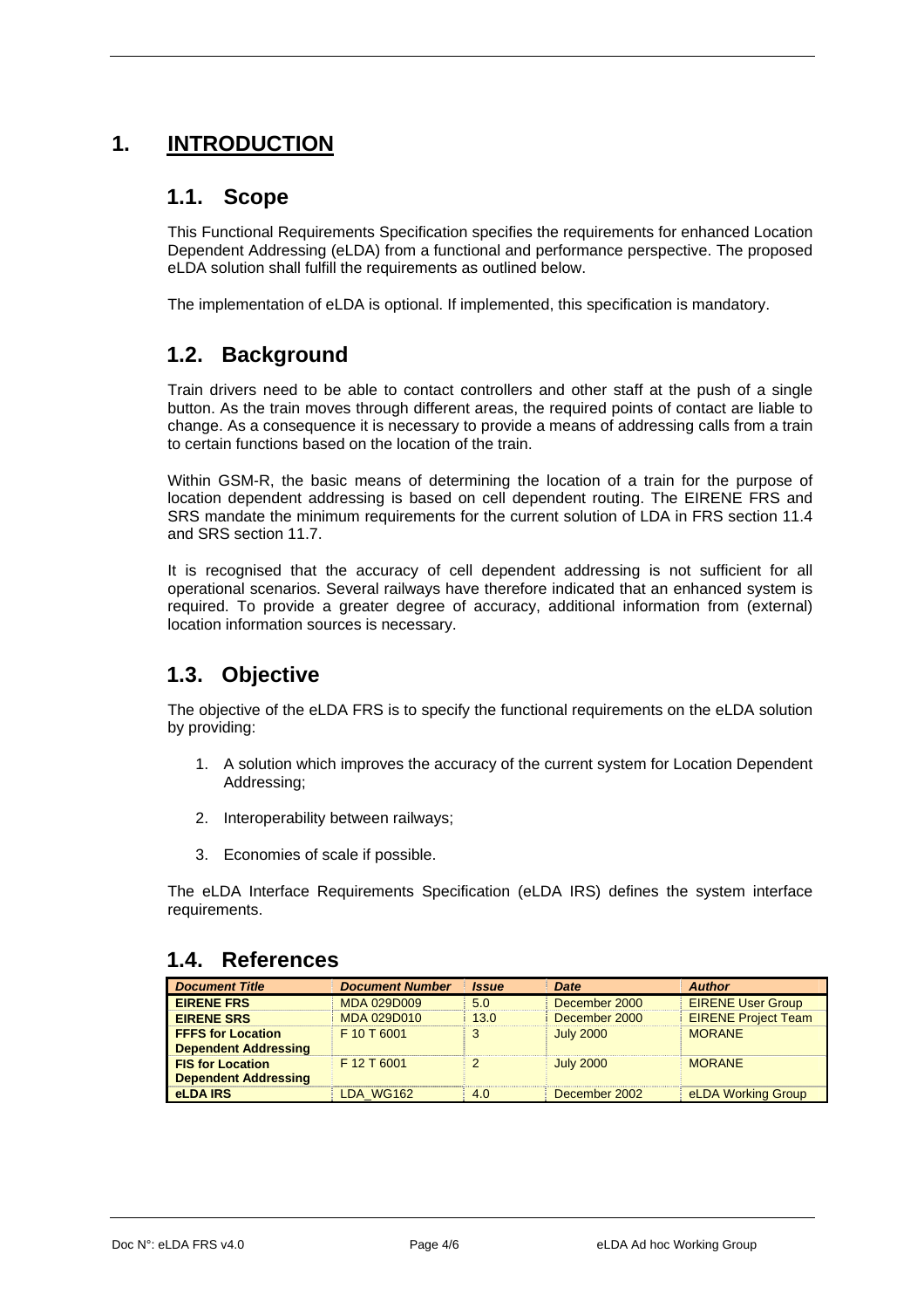# 1. INTRODUCTION

## 1.1. Scope

This Functional Requirements Specification specifies the requirements for enhanced Location Dependent Addressing (eLDA) from a functional and performance perspective. The proposed eLDA solution shall fulfill the requirements as outlined below.

The implementation of eLDA is optional. If implemented, this specification is mandatory.

## 1.2. Background

Train drivers need to be able to contact controllers and other staff at the push of a single button. As the train moves through different areas, the required points of contact are liable to change. As a consequence it is necessary to provide a means of addressing calls from a train to certain functions based on the location of the train.

Within GSM-R, the basic means of determining the location of a train for the purpose of location dependent addressing is based on cell dependent routing. The EIRENE FRS and SRS mandate the minimum requirements for the current solution of LDA in FRS section 11.4 and SRS section 11.7.

It is recognised that the accuracy of cell dependent addressing is not sufficient for all operational scenarios. Several railways have therefore indicated that an enhanced system is required. To provide a greater degree of accuracy, additional information from (external) location information sources is necessary.

## 1.3. Objective

The objective of the eLDA FRS is to specify the functional requirements on the eLDA solution by providing:

1. A solution which improves the accuracy of the current system for Location Dependent Addressing;
2. Interoperability between railways;
3. Economies of scale if possible.

The eLDA Interface Requirements Specification (eLDA IRS) defines the system interface requirements.

## 1.4. References

| *Document Title* | *Document Number* | *Issue* | *Date* | *Author* |
|---|---|---|---|---|
| **EIRENE FRS** | MDA 029D009 | 5.0 | December 2000 | EIRENE User Group |
| **EIRENE SRS** | MDA 029D010 | 13.0 | December 2000 | EIRENE Project Team |
| **FFFS for Location Dependent Addressing** | F 10 T 6001 | 3 | July 2000 | MORANE |
| **FIS for Location Dependent Addressing** | F 12 T 6001 | 2 | July 2000 | MORANE |
| **eLDA IRS** | LDA_WG162 | 4.0 | December 2002 | eLDA Working Group |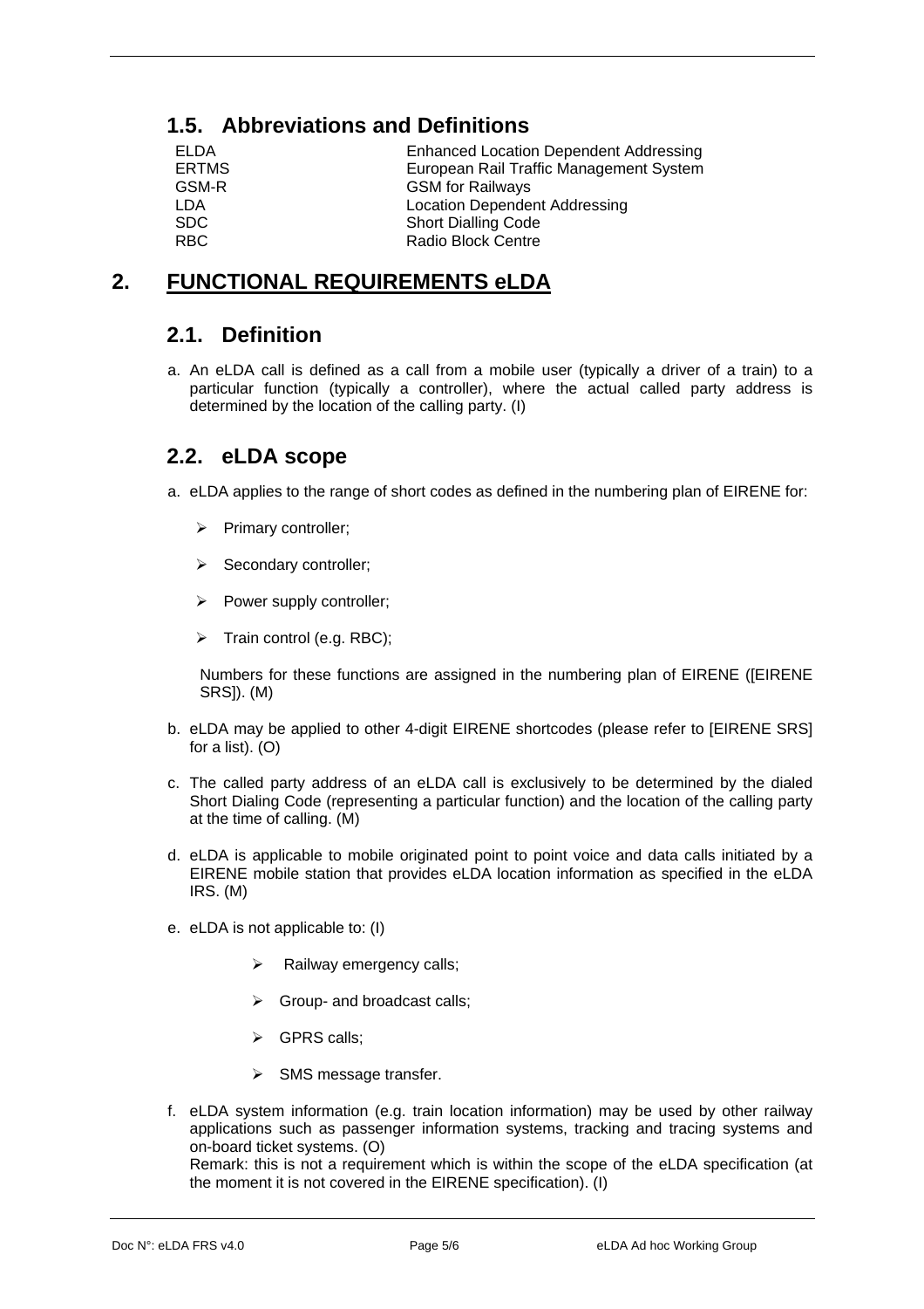## 1.5. Abbreviations and Definitions

| | |
|---|---|
| ELDA | Enhanced Location Dependent Addressing |
| ERTMS | European Rail Traffic Management System |
| GSM-R | GSM for Railways |
| LDA | Location Dependent Addressing |
| SDC | Short Dialling Code |
| RBC | Radio Block Centre |

# 2. FUNCTIONAL REQUIREMENTS eLDA

## 2.1. Definition

a. An eLDA call is defined as a call from a mobile user (typically a driver of a train) to a particular function (typically a controller), where the actual called party address is determined by the location of the calling party. (I)

## 2.2. eLDA scope

a. eLDA applies to the range of short codes as defined in the numbering plan of EIRENE for:

- Primary controller;
- Secondary controller;
- Power supply controller;
- Train control (e.g. RBC);

Numbers for these functions are assigned in the numbering plan of EIRENE ([EIRENE SRS]). (M)

b. eLDA may be applied to other 4-digit EIRENE shortcodes (please refer to [EIRENE SRS] for a list). (O)

c. The called party address of an eLDA call is exclusively to be determined by the dialed Short Dialing Code (representing a particular function) and the location of the calling party at the time of calling. (M)

d. eLDA is applicable to mobile originated point to point voice and data calls initiated by a EIRENE mobile station that provides eLDA location information as specified in the eLDA IRS. (M)

e. eLDA is not applicable to: (I)

- Railway emergency calls;
- Group- and broadcast calls;
- GPRS calls;
- SMS message transfer.

f. eLDA system information (e.g. train location information) may be used by other railway applications such as passenger information systems, tracking and tracing systems and on-board ticket systems. (O)
Remark: this is not a requirement which is within the scope of the eLDA specification (at the moment it is not covered in the EIRENE specification). (I)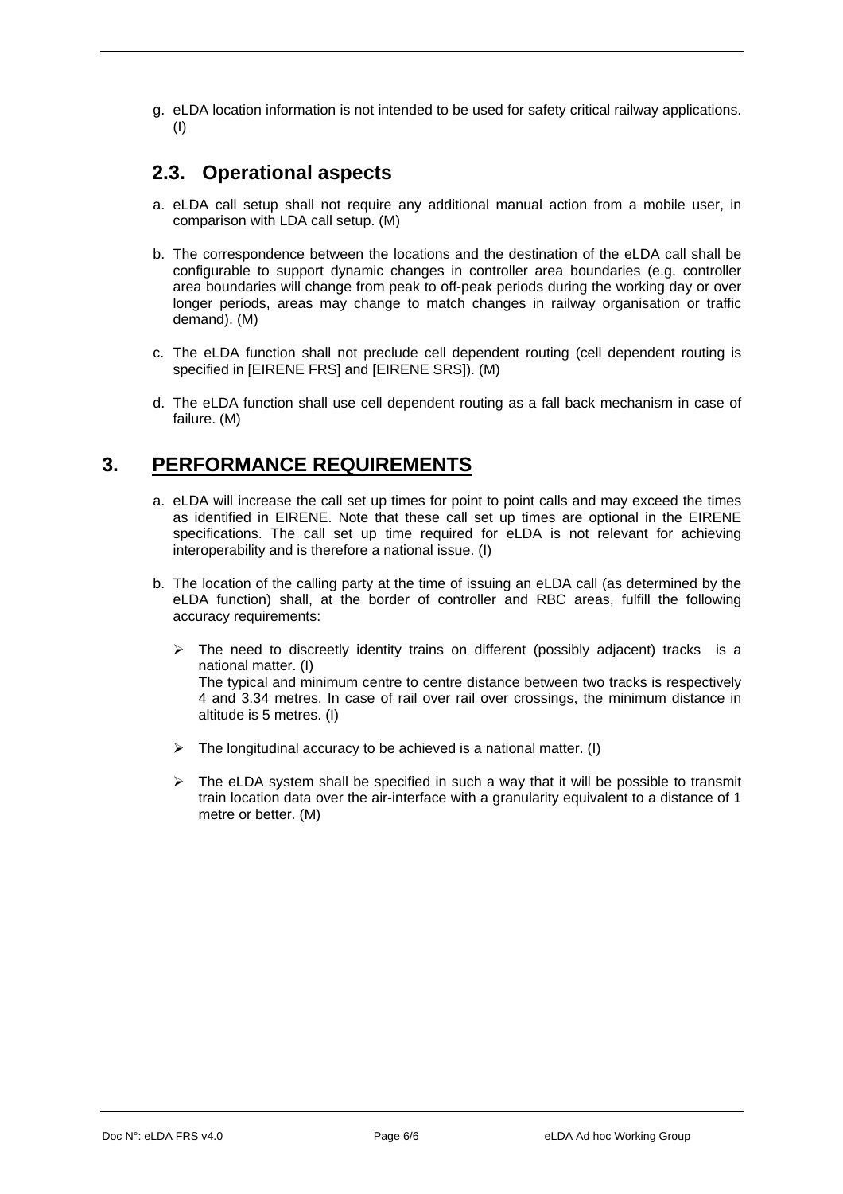g. eLDA location information is not intended to be used for safety critical railway applications. (I)

## 2.3. Operational aspects

a. eLDA call setup shall not require any additional manual action from a mobile user, in comparison with LDA call setup. (M)

b. The correspondence between the locations and the destination of the eLDA call shall be configurable to support dynamic changes in controller area boundaries (e.g. controller area boundaries will change from peak to off-peak periods during the working day or over longer periods, areas may change to match changes in railway organisation or traffic demand). (M)

c. The eLDA function shall not preclude cell dependent routing (cell dependent routing is specified in [EIRENE FRS] and [EIRENE SRS]). (M)

d. The eLDA function shall use cell dependent routing as a fall back mechanism in case of failure. (M)

# 3. PERFORMANCE REQUIREMENTS

a. eLDA will increase the call set up times for point to point calls and may exceed the times as identified in EIRENE. Note that these call set up times are optional in the EIRENE specifications. The call set up time required for eLDA is not relevant for achieving interoperability and is therefore a national issue. (I)

b. The location of the calling party at the time of issuing an eLDA call (as determined by the eLDA function) shall, at the border of controller and RBC areas, fulfill the following accuracy requirements:

   - The need to discreetly identity trains on different (possibly adjacent) tracks is a national matter. (I)
     The typical and minimum centre to centre distance between two tracks is respectively 4 and 3.34 metres. In case of rail over rail over crossings, the minimum distance in altitude is 5 metres. (I)

   - The longitudinal accuracy to be achieved is a national matter. (I)

   - The eLDA system shall be specified in such a way that it will be possible to transmit train location data over the air-interface with a granularity equivalent to a distance of 1 metre or better. (M)